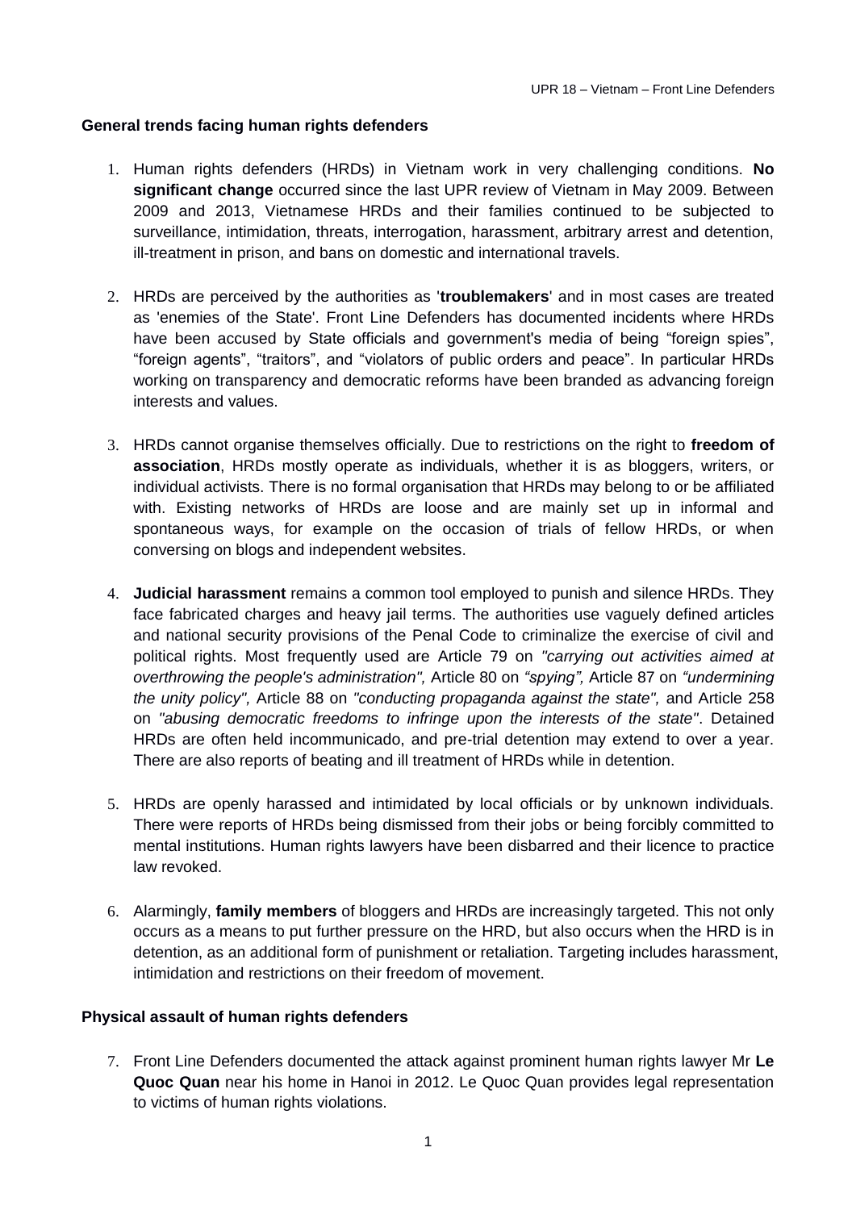**General trends facing human rights defenders**

1. Human rights defenders (HRDs) in Vietnam work in very challenging conditions. **No significant change** occurred since the last UPR review of Vietnam in May 2009. Between 2009 and 2013, Vietnamese HRDs and their families continued to be subjected to surveillance, intimidation, threats, interrogation, harassment, arbitrary arrest and detention, ill-treatment in prison, and bans on domestic and international travels.

2. HRDs are perceived by the authorities as '**troublemakers**' and in most cases are treated as 'enemies of the State'. Front Line Defenders has documented incidents where HRDs have been accused by State officials and government's media of being "foreign spies", "foreign agents", "traitors", and "violators of public orders and peace". In particular HRDs working on transparency and democratic reforms have been branded as advancing foreign interests and values.

3. HRDs cannot organise themselves officially. Due to restrictions on the right to **freedom of association**, HRDs mostly operate as individuals, whether it is as bloggers, writers, or individual activists. There is no formal organisation that HRDs may belong to or be affiliated with. Existing networks of HRDs are loose and are mainly set up in informal and spontaneous ways, for example on the occasion of trials of fellow HRDs, or when conversing on blogs and independent websites.

4. **Judicial harassment** remains a common tool employed to punish and silence HRDs. They face fabricated charges and heavy jail terms. The authorities use vaguely defined articles and national security provisions of the Penal Code to criminalize the exercise of civil and political rights. Most frequently used are Article 79 on *"carrying out activities aimed at overthrowing the people's administration",* Article 80 on *"spying",* Article 87 on *"undermining the unity policy",* Article 88 on *"conducting propaganda against the state",* and Article 258 on *"abusing democratic freedoms to infringe upon the interests of the state"*. Detained HRDs are often held incommunicado, and pre-trial detention may extend to over a year. There are also reports of beating and ill treatment of HRDs while in detention.

5. HRDs are openly harassed and intimidated by local officials or by unknown individuals. There were reports of HRDs being dismissed from their jobs or being forcibly committed to mental institutions. Human rights lawyers have been disbarred and their licence to practice law revoked.

6. Alarmingly, **family members** of bloggers and HRDs are increasingly targeted. This not only occurs as a means to put further pressure on the HRD, but also occurs when the HRD is in detention, as an additional form of punishment or retaliation. Targeting includes harassment, intimidation and restrictions on their freedom of movement.

**Physical assault of human rights defenders**

7. Front Line Defenders documented the attack against prominent human rights lawyer Mr **Le Quoc Quan** near his home in Hanoi in 2012. Le Quoc Quan provides legal representation to victims of human rights violations.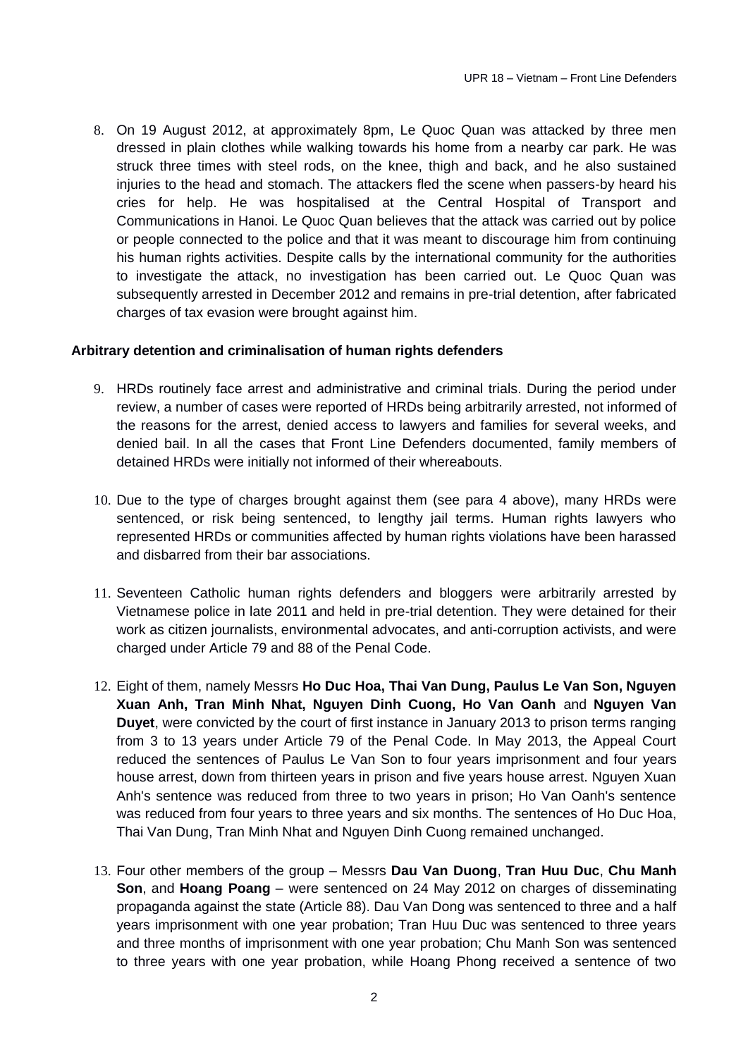8. On 19 August 2012, at approximately 8pm, Le Quoc Quan was attacked by three men dressed in plain clothes while walking towards his home from a nearby car park. He was struck three times with steel rods, on the knee, thigh and back, and he also sustained injuries to the head and stomach. The attackers fled the scene when passers-by heard his cries for help. He was hospitalised at the Central Hospital of Transport and Communications in Hanoi. Le Quoc Quan believes that the attack was carried out by police or people connected to the police and that it was meant to discourage him from continuing his human rights activities. Despite calls by the international community for the authorities to investigate the attack, no investigation has been carried out. Le Quoc Quan was subsequently arrested in December 2012 and remains in pre-trial detention, after fabricated charges of tax evasion were brought against him.

### Arbitrary detention and criminalisation of human rights defenders

9. HRDs routinely face arrest and administrative and criminal trials. During the period under review, a number of cases were reported of HRDs being arbitrarily arrested, not informed of the reasons for the arrest, denied access to lawyers and families for several weeks, and denied bail. In all the cases that Front Line Defenders documented, family members of detained HRDs were initially not informed of their whereabouts.

10. Due to the type of charges brought against them (see para 4 above), many HRDs were sentenced, or risk being sentenced, to lengthy jail terms. Human rights lawyers who represented HRDs or communities affected by human rights violations have been harassed and disbarred from their bar associations.

11. Seventeen Catholic human rights defenders and bloggers were arbitrarily arrested by Vietnamese police in late 2011 and held in pre-trial detention. They were detained for their work as citizen journalists, environmental advocates, and anti-corruption activists, and were charged under Article 79 and 88 of the Penal Code.

12. Eight of them, namely Messrs **Ho Duc Hoa, Thai Van Dung, Paulus Le Van Son, Nguyen Xuan Anh, Tran Minh Nhat, Nguyen Dinh Cuong, Ho Van Oanh** and **Nguyen Van Duyet**, were convicted by the court of first instance in January 2013 to prison terms ranging from 3 to 13 years under Article 79 of the Penal Code. In May 2013, the Appeal Court reduced the sentences of Paulus Le Van Son to four years imprisonment and four years house arrest, down from thirteen years in prison and five years house arrest. Nguyen Xuan Anh's sentence was reduced from three to two years in prison; Ho Van Oanh's sentence was reduced from four years to three years and six months. The sentences of Ho Duc Hoa, Thai Van Dung, Tran Minh Nhat and Nguyen Dinh Cuong remained unchanged.

13. Four other members of the group – Messrs **Dau Van Duong**, **Tran Huu Duc**, **Chu Manh Son**, and **Hoang Poang** – were sentenced on 24 May 2012 on charges of disseminating propaganda against the state (Article 88). Dau Van Dong was sentenced to three and a half years imprisonment with one year probation; Tran Huu Duc was sentenced to three years and three months of imprisonment with one year probation; Chu Manh Son was sentenced to three years with one year probation, while Hoang Phong received a sentence of two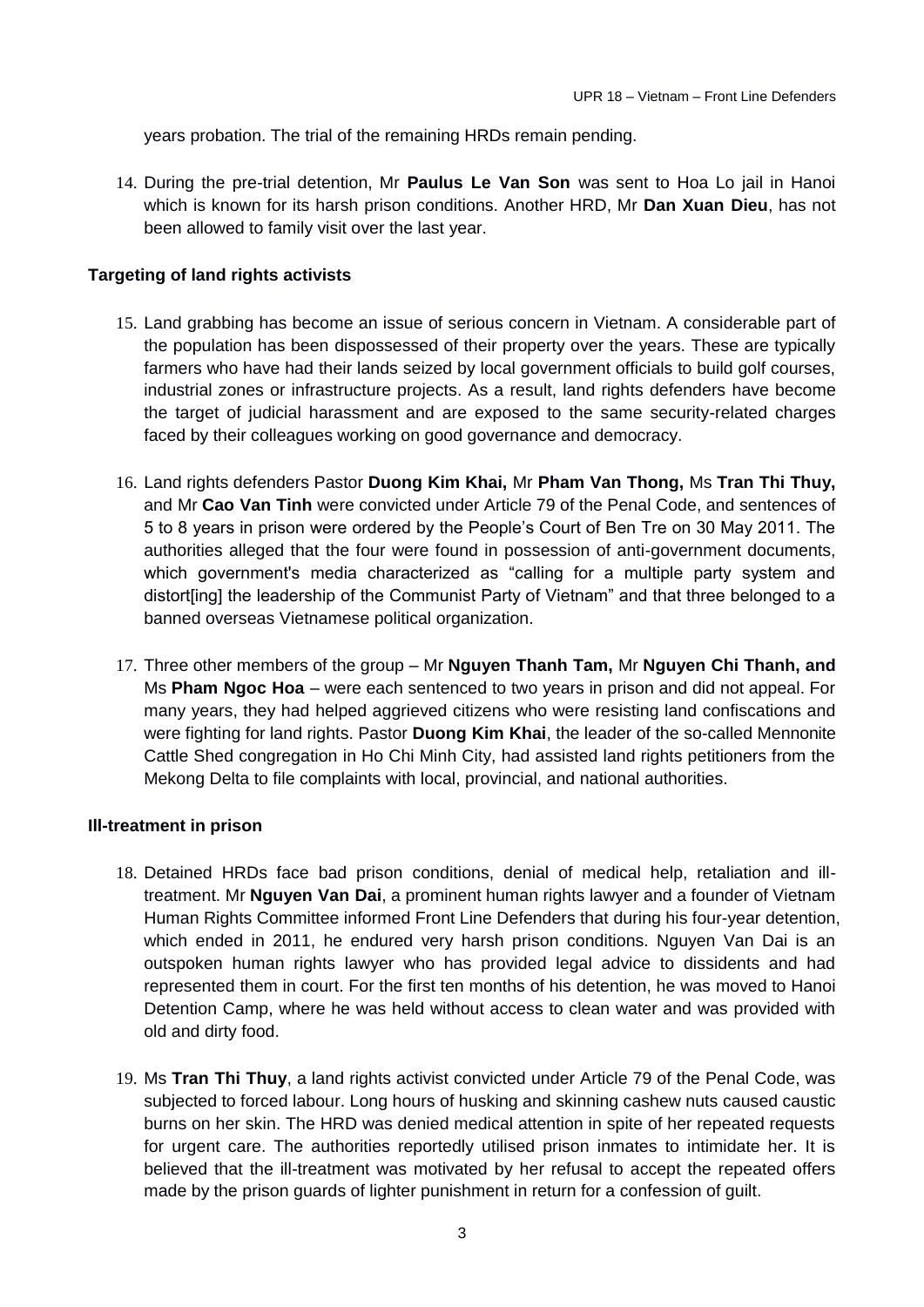years probation. The trial of the remaining HRDs remain pending.

14. During the pre-trial detention, Mr **Paulus Le Van Son** was sent to Hoa Lo jail in Hanoi which is known for its harsh prison conditions. Another HRD, Mr **Dan Xuan Dieu**, has not been allowed to family visit over the last year.

**Targeting of land rights activists**

15. Land grabbing has become an issue of serious concern in Vietnam. A considerable part of the population has been dispossessed of their property over the years. These are typically farmers who have had their lands seized by local government officials to build golf courses, industrial zones or infrastructure projects. As a result, land rights defenders have become the target of judicial harassment and are exposed to the same security-related charges faced by their colleagues working on good governance and democracy.

16. Land rights defenders Pastor **Duong Kim Khai,** Mr **Pham Van Thong,** Ms **Tran Thi Thuy,** and Mr **Cao Van Tinh** were convicted under Article 79 of the Penal Code, and sentences of 5 to 8 years in prison were ordered by the People's Court of Ben Tre on 30 May 2011. The authorities alleged that the four were found in possession of anti-government documents, which government's media characterized as "calling for a multiple party system and distort[ing] the leadership of the Communist Party of Vietnam" and that three belonged to a banned overseas Vietnamese political organization.

17. Three other members of the group – Mr **Nguyen Thanh Tam,** Mr **Nguyen Chi Thanh, and** Ms **Pham Ngoc Hoa** – were each sentenced to two years in prison and did not appeal. For many years, they had helped aggrieved citizens who were resisting land confiscations and were fighting for land rights. Pastor **Duong Kim Khai**, the leader of the so-called Mennonite Cattle Shed congregation in Ho Chi Minh City, had assisted land rights petitioners from the Mekong Delta to file complaints with local, provincial, and national authorities.

**Ill-treatment in prison**

18. Detained HRDs face bad prison conditions, denial of medical help, retaliation and ill-treatment. Mr **Nguyen Van Dai**, a prominent human rights lawyer and a founder of Vietnam Human Rights Committee informed Front Line Defenders that during his four-year detention, which ended in 2011, he endured very harsh prison conditions. Nguyen Van Dai is an outspoken human rights lawyer who has provided legal advice to dissidents and had represented them in court. For the first ten months of his detention, he was moved to Hanoi Detention Camp, where he was held without access to clean water and was provided with old and dirty food.

19. Ms **Tran Thi Thuy**, a land rights activist convicted under Article 79 of the Penal Code, was subjected to forced labour. Long hours of husking and skinning cashew nuts caused caustic burns on her skin. The HRD was denied medical attention in spite of her repeated requests for urgent care. The authorities reportedly utilised prison inmates to intimidate her. It is believed that the ill-treatment was motivated by her refusal to accept the repeated offers made by the prison guards of lighter punishment in return for a confession of guilt.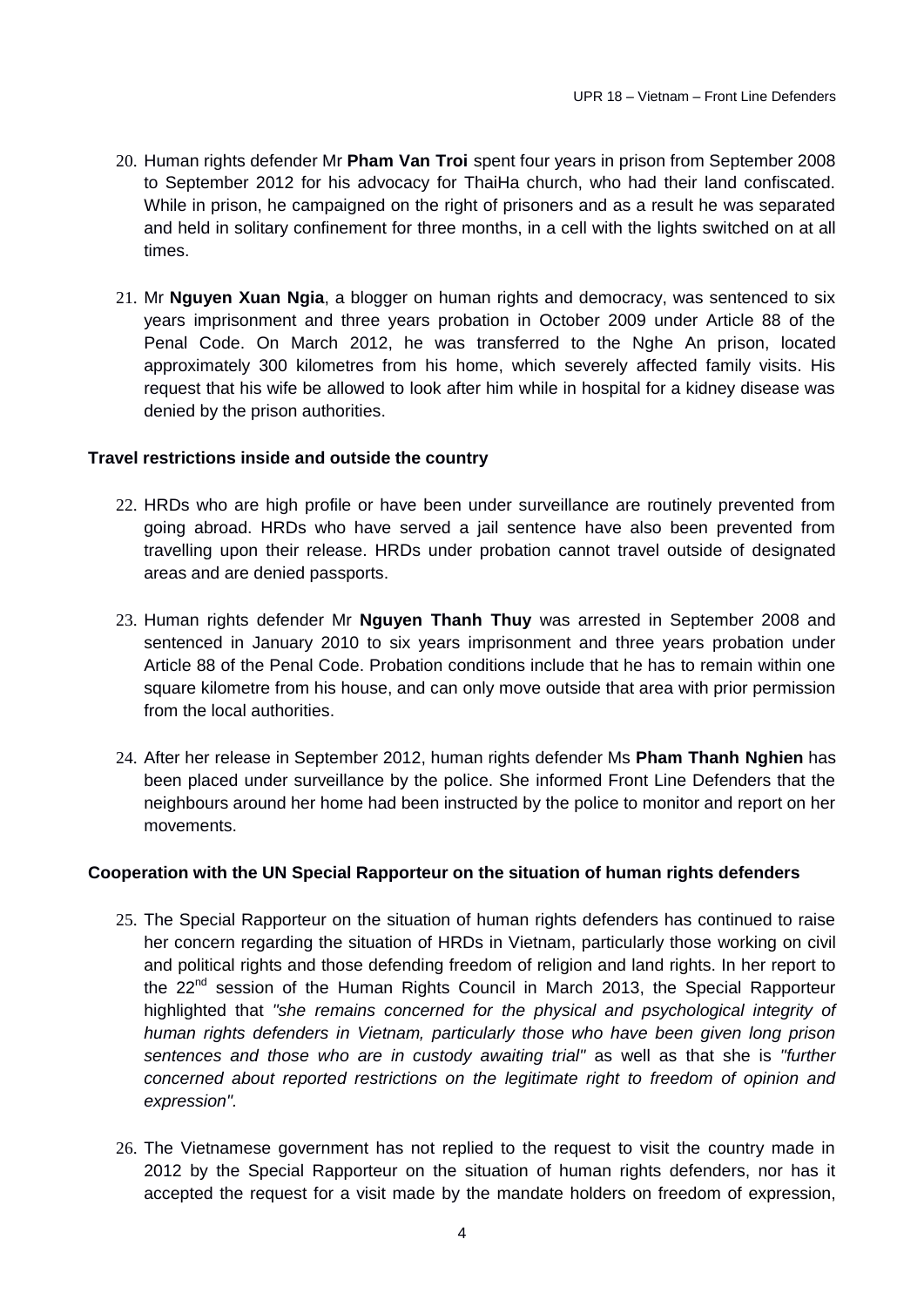20. Human rights defender Mr **Pham Van Troi** spent four years in prison from September 2008 to September 2012 for his advocacy for ThaiHa church, who had their land confiscated. While in prison, he campaigned on the right of prisoners and as a result he was separated and held in solitary confinement for three months, in a cell with the lights switched on at all times.

21. Mr **Nguyen Xuan Ngia**, a blogger on human rights and democracy, was sentenced to six years imprisonment and three years probation in October 2009 under Article 88 of the Penal Code. On March 2012, he was transferred to the Nghe An prison, located approximately 300 kilometres from his home, which severely affected family visits. His request that his wife be allowed to look after him while in hospital for a kidney disease was denied by the prison authorities.

**Travel restrictions inside and outside the country**

22. HRDs who are high profile or have been under surveillance are routinely prevented from going abroad. HRDs who have served a jail sentence have also been prevented from travelling upon their release. HRDs under probation cannot travel outside of designated areas and are denied passports.

23. Human rights defender Mr **Nguyen Thanh Thuy** was arrested in September 2008 and sentenced in January 2010 to six years imprisonment and three years probation under Article 88 of the Penal Code. Probation conditions include that he has to remain within one square kilometre from his house, and can only move outside that area with prior permission from the local authorities.

24. After her release in September 2012, human rights defender Ms **Pham Thanh Nghien** has been placed under surveillance by the police. She informed Front Line Defenders that the neighbours around her home had been instructed by the police to monitor and report on her movements.

**Cooperation with the UN Special Rapporteur on the situation of human rights defenders**

25. The Special Rapporteur on the situation of human rights defenders has continued to raise her concern regarding the situation of HRDs in Vietnam, particularly those working on civil and political rights and those defending freedom of religion and land rights. In her report to the 22nd session of the Human Rights Council in March 2013, the Special Rapporteur highlighted that *"she remains concerned for the physical and psychological integrity of human rights defenders in Vietnam, particularly those who have been given long prison sentences and those who are in custody awaiting trial"* as well as that she is *"further concerned about reported restrictions on the legitimate right to freedom of opinion and expression"*.

26. The Vietnamese government has not replied to the request to visit the country made in 2012 by the Special Rapporteur on the situation of human rights defenders, nor has it accepted the request for a visit made by the mandate holders on freedom of expression,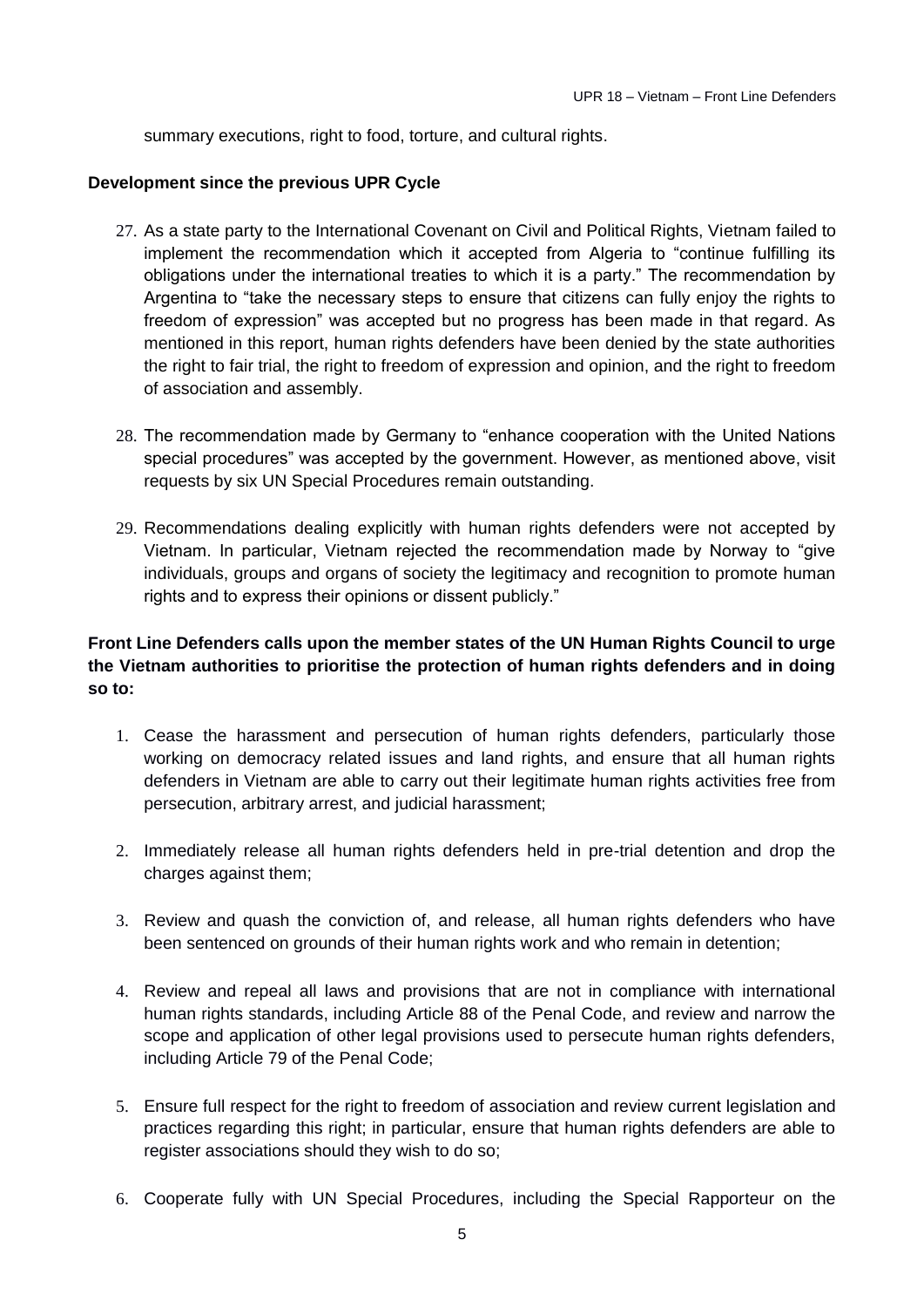summary executions, right to food, torture, and cultural rights.

**Development since the previous UPR Cycle**

27. As a state party to the International Covenant on Civil and Political Rights, Vietnam failed to implement the recommendation which it accepted from Algeria to "continue fulfilling its obligations under the international treaties to which it is a party." The recommendation by Argentina to "take the necessary steps to ensure that citizens can fully enjoy the rights to freedom of expression" was accepted but no progress has been made in that regard. As mentioned in this report, human rights defenders have been denied by the state authorities the right to fair trial, the right to freedom of expression and opinion, and the right to freedom of association and assembly.

28. The recommendation made by Germany to "enhance cooperation with the United Nations special procedures" was accepted by the government. However, as mentioned above, visit requests by six UN Special Procedures remain outstanding.

29. Recommendations dealing explicitly with human rights defenders were not accepted by Vietnam. In particular, Vietnam rejected the recommendation made by Norway to "give individuals, groups and organs of society the legitimacy and recognition to promote human rights and to express their opinions or dissent publicly."

**Front Line Defenders calls upon the member states of the UN Human Rights Council to urge the Vietnam authorities to prioritise the protection of human rights defenders and in doing so to:**

1. Cease the harassment and persecution of human rights defenders, particularly those working on democracy related issues and land rights, and ensure that all human rights defenders in Vietnam are able to carry out their legitimate human rights activities free from persecution, arbitrary arrest, and judicial harassment;

2. Immediately release all human rights defenders held in pre-trial detention and drop the charges against them;

3. Review and quash the conviction of, and release, all human rights defenders who have been sentenced on grounds of their human rights work and who remain in detention;

4. Review and repeal all laws and provisions that are not in compliance with international human rights standards, including Article 88 of the Penal Code, and review and narrow the scope and application of other legal provisions used to persecute human rights defenders, including Article 79 of the Penal Code;

5. Ensure full respect for the right to freedom of association and review current legislation and practices regarding this right; in particular, ensure that human rights defenders are able to register associations should they wish to do so;

6. Cooperate fully with UN Special Procedures, including the Special Rapporteur on the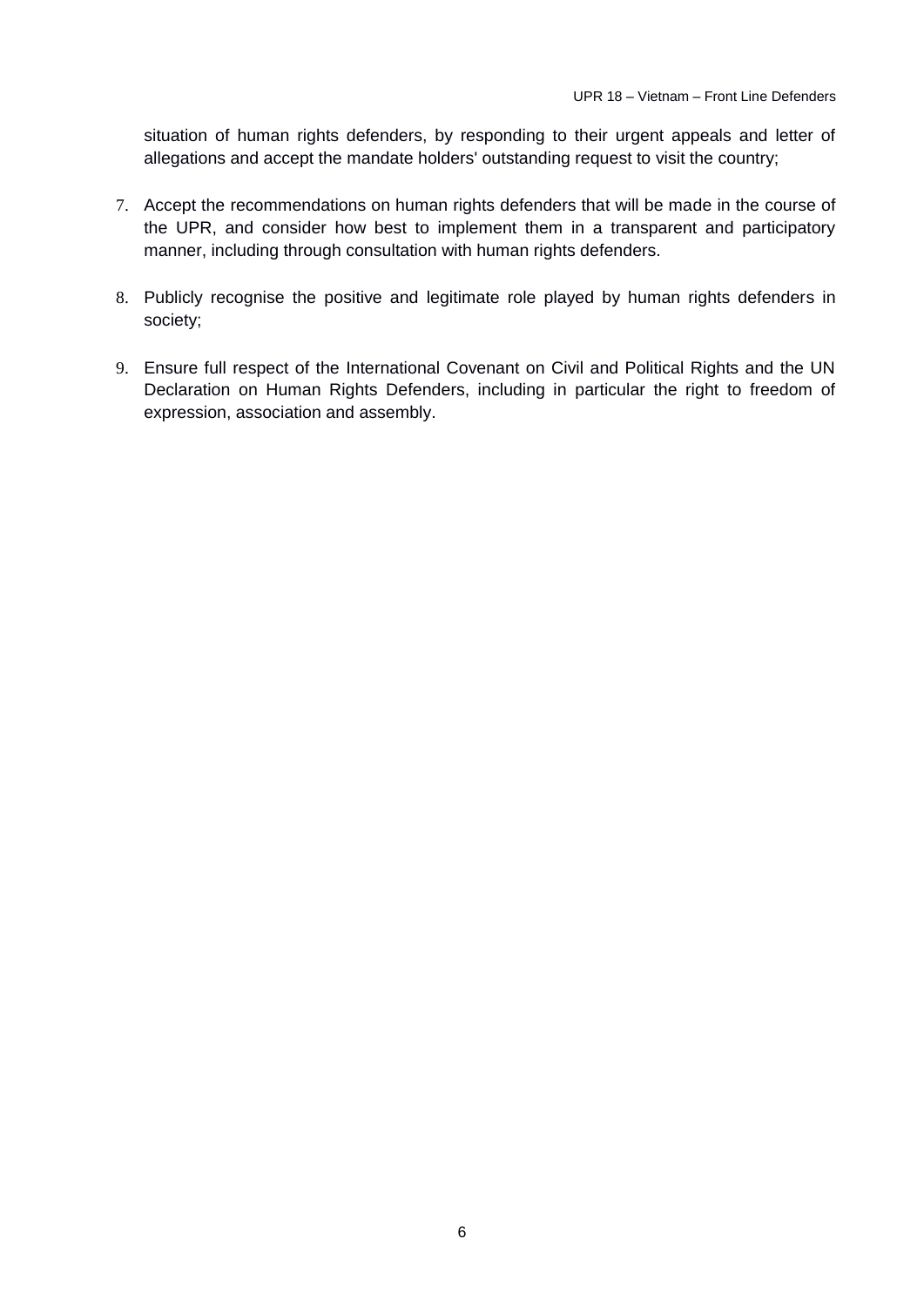situation of human rights defenders, by responding to their urgent appeals and letter of allegations and accept the mandate holders' outstanding request to visit the country;

7. Accept the recommendations on human rights defenders that will be made in the course of the UPR, and consider how best to implement them in a transparent and participatory manner, including through consultation with human rights defenders.

8. Publicly recognise the positive and legitimate role played by human rights defenders in society;

9. Ensure full respect of the International Covenant on Civil and Political Rights and the UN Declaration on Human Rights Defenders, including in particular the right to freedom of expression, association and assembly.